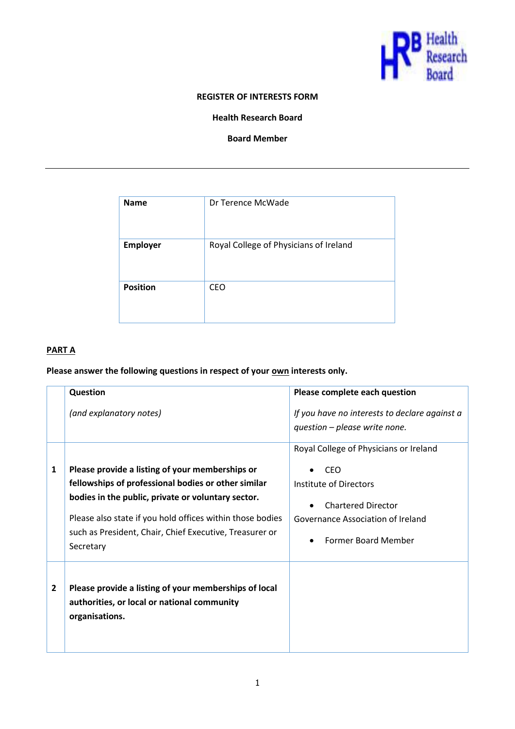**REGISTER OF INTERESTS FORM**

**Health Research Board**

**Board Member**

---

| **Name** | Dr Terence McWade |
|---|---|
| **Employer** | Royal College of Physicians of Ireland |
| **Position** | CEO |

**PART A**

**Please answer the following questions in respect of your own interests only.**

| | **Question**<br><br>*(and explanatory notes)* | **Please complete each question**<br><br>*If you have no interests to declare against a question – please write none.* |
|---|---|---|
| **1** | **Please provide a listing of your memberships or fellowships of professional bodies or other similar bodies in the public, private or voluntary sector.**<br><br>Please also state if you hold offices within those bodies such as President, Chair, Chief Executive, Treasurer or Secretary | Royal College of Physicians or Ireland<br>• CEO<br>Institute of Directors<br>• Chartered Director<br>Governance Association of Ireland<br>• Former Board Member |
| **2** | **Please provide a listing of your memberships of local authorities, or local or national community organisations.** | |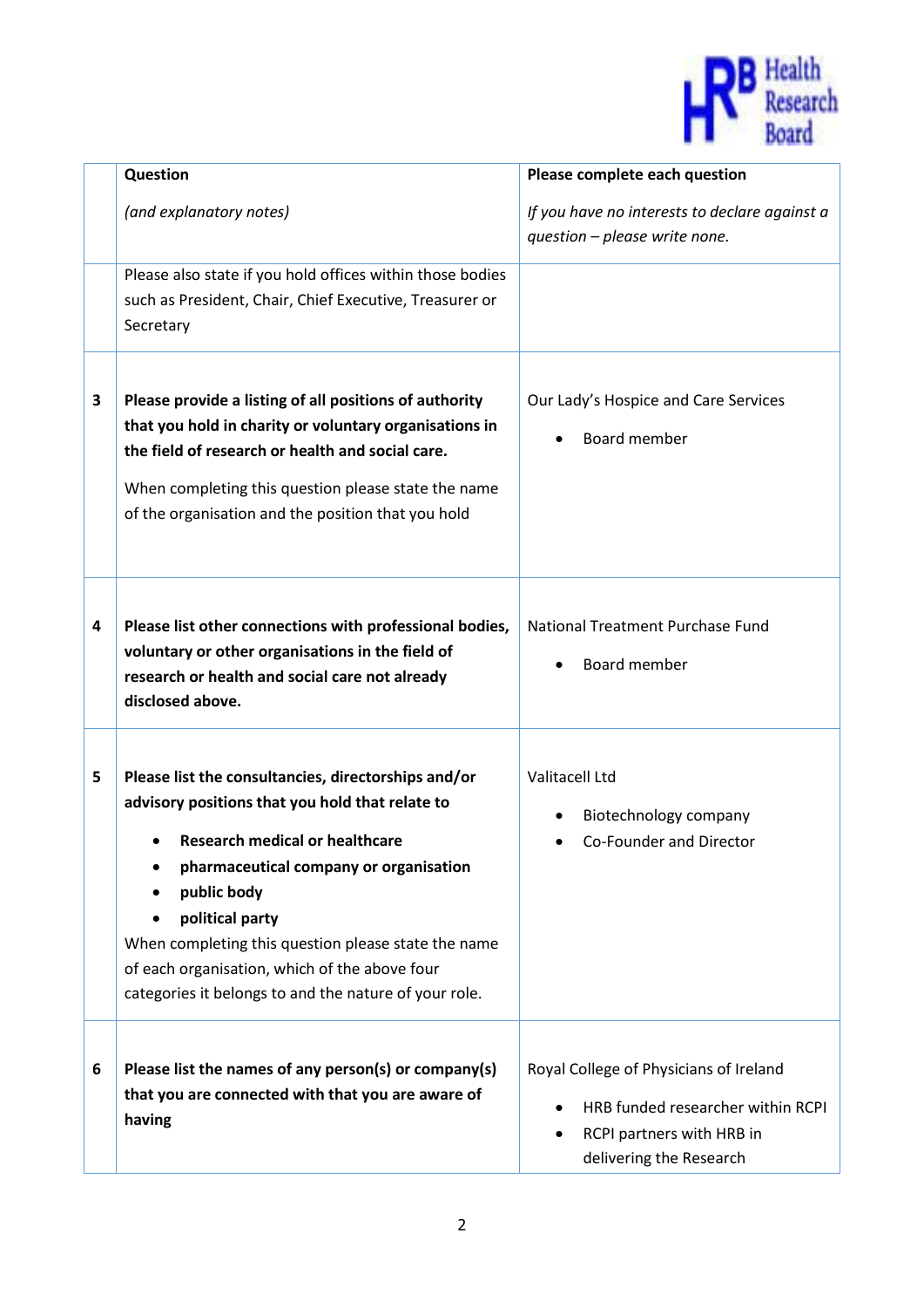| | Question<br><br>*(and explanatory notes)* | Please complete each question<br><br>*If you have no interests to declare against a question – please write none.* |
|---|---|---|
| | Please also state if you hold offices within those bodies such as President, Chair, Chief Executive, Treasurer or Secretary | |
| 3 | **Please provide a listing of all positions of authority that you hold in charity or voluntary organisations in the field of research or health and social care.**<br><br>When completing this question please state the name of the organisation and the position that you hold | Our Lady's Hospice and Care Services<br><br>• Board member |
| 4 | **Please list other connections with professional bodies, voluntary or other organisations in the field of research or health and social care not already disclosed above.** | National Treatment Purchase Fund<br><br>• Board member |
| 5 | **Please list the consultancies, directorships and/or advisory positions that you hold that relate to**<br><br>• **Research medical or healthcare**<br>• **pharmaceutical company or organisation**<br>• **public body**<br>• **political party**<br><br>When completing this question please state the name of each organisation, which of the above four categories it belongs to and the nature of your role. | Valitacell Ltd<br><br>• Biotechnology company<br>• Co-Founder and Director |
| 6 | **Please list the names of any person(s) or company(s) that you are connected with that you are aware of having** | Royal College of Physicians of Ireland<br><br>• HRB funded researcher within RCPI<br>• RCPI partners with HRB in delivering the Research |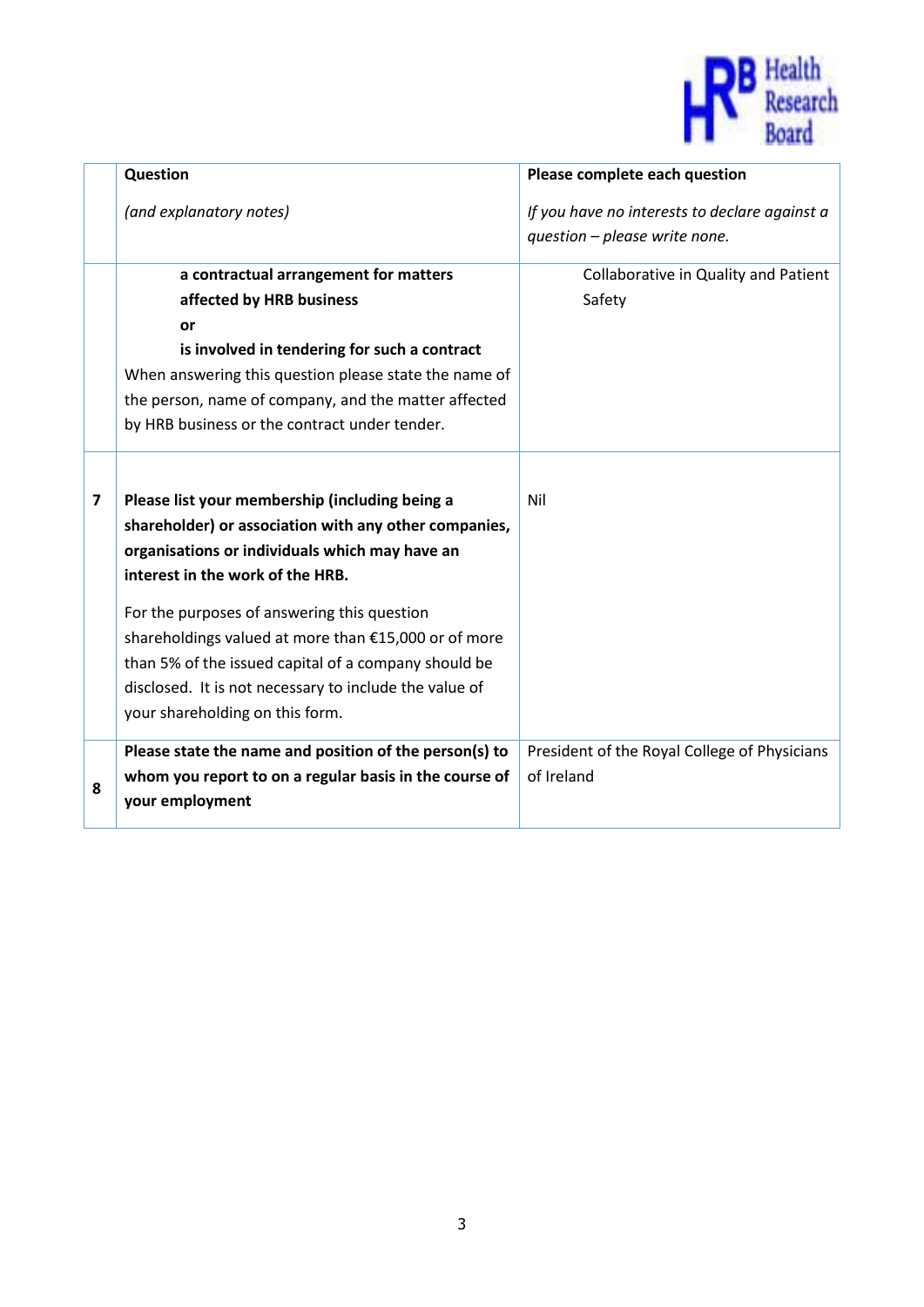| | Question<br><br>*(and explanatory notes)* | Please complete each question<br><br>*If you have no interests to declare against a question – please write none.* |
|---|---|---|
| | **a contractual arrangement for matters affected by HRB business**<br>**or**<br>**is involved in tendering for such a contract**<br>When answering this question please state the name of the person, name of company, and the matter affected by HRB business or the contract under tender. | Collaborative in Quality and Patient Safety |
| **7** | **Please list your membership (including being a shareholder) or association with any other companies, organisations or individuals which may have an interest in the work of the HRB.**<br><br>For the purposes of answering this question shareholdings valued at more than €15,000 or of more than 5% of the issued capital of a company should be disclosed. It is not necessary to include the value of your shareholding on this form. | Nil |
| **8** | **Please state the name and position of the person(s) to whom you report to on a regular basis in the course of your employment** | President of the Royal College of Physicians of Ireland |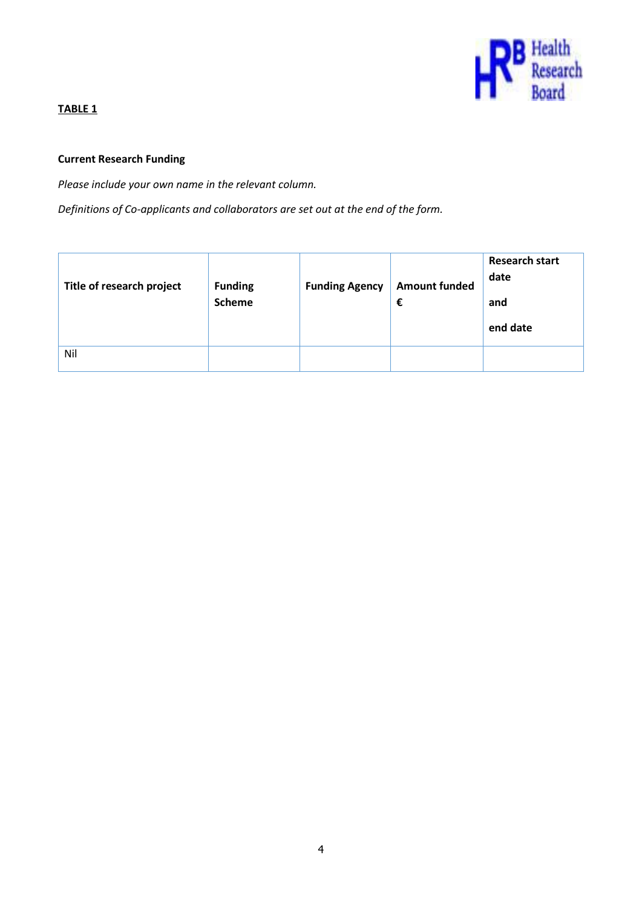**TABLE 1**

**Current Research Funding**

*Please include your own name in the relevant column.*

*Definitions of Co-applicants and collaborators are set out at the end of the form.*

| Title of research project | Funding Scheme | Funding Agency | Amount funded € | Research start date and end date |
|---|---|---|---|---|
| Nil | | | | |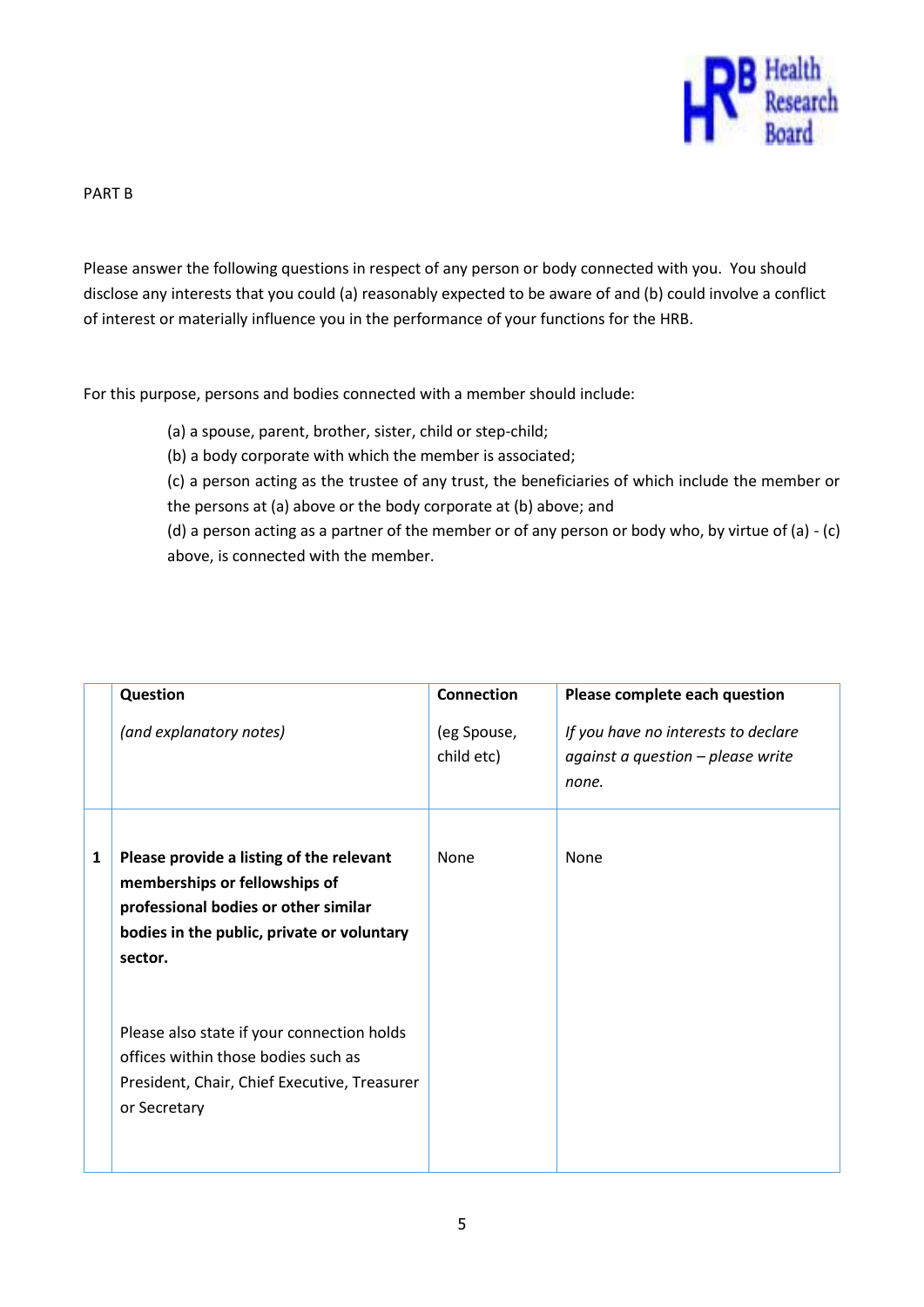PART B

Please answer the following questions in respect of any person or body connected with you. You should disclose any interests that you could (a) reasonably expected to be aware of and (b) could involve a conflict of interest or materially influence you in the performance of your functions for the HRB.

For this purpose, persons and bodies connected with a member should include:

(a) a spouse, parent, brother, sister, child or step-child;
(b) a body corporate with which the member is associated;
(c) a person acting as the trustee of any trust, the beneficiaries of which include the member or the persons at (a) above or the body corporate at (b) above; and
(d) a person acting as a partner of the member or of any person or body who, by virtue of (a) - (c) above, is connected with the member.

| | **Question**<br><br>*(and explanatory notes)* | **Connection**<br><br>(eg Spouse, child etc) | **Please complete each question**<br><br>*If you have no interests to declare against a question – please write none.* |
|---|---|---|---|
| **1** | **Please provide a listing of the relevant memberships or fellowships of professional bodies or other similar bodies in the public, private or voluntary sector.**<br><br>Please also state if your connection holds offices within those bodies such as President, Chair, Chief Executive, Treasurer or Secretary | None | None |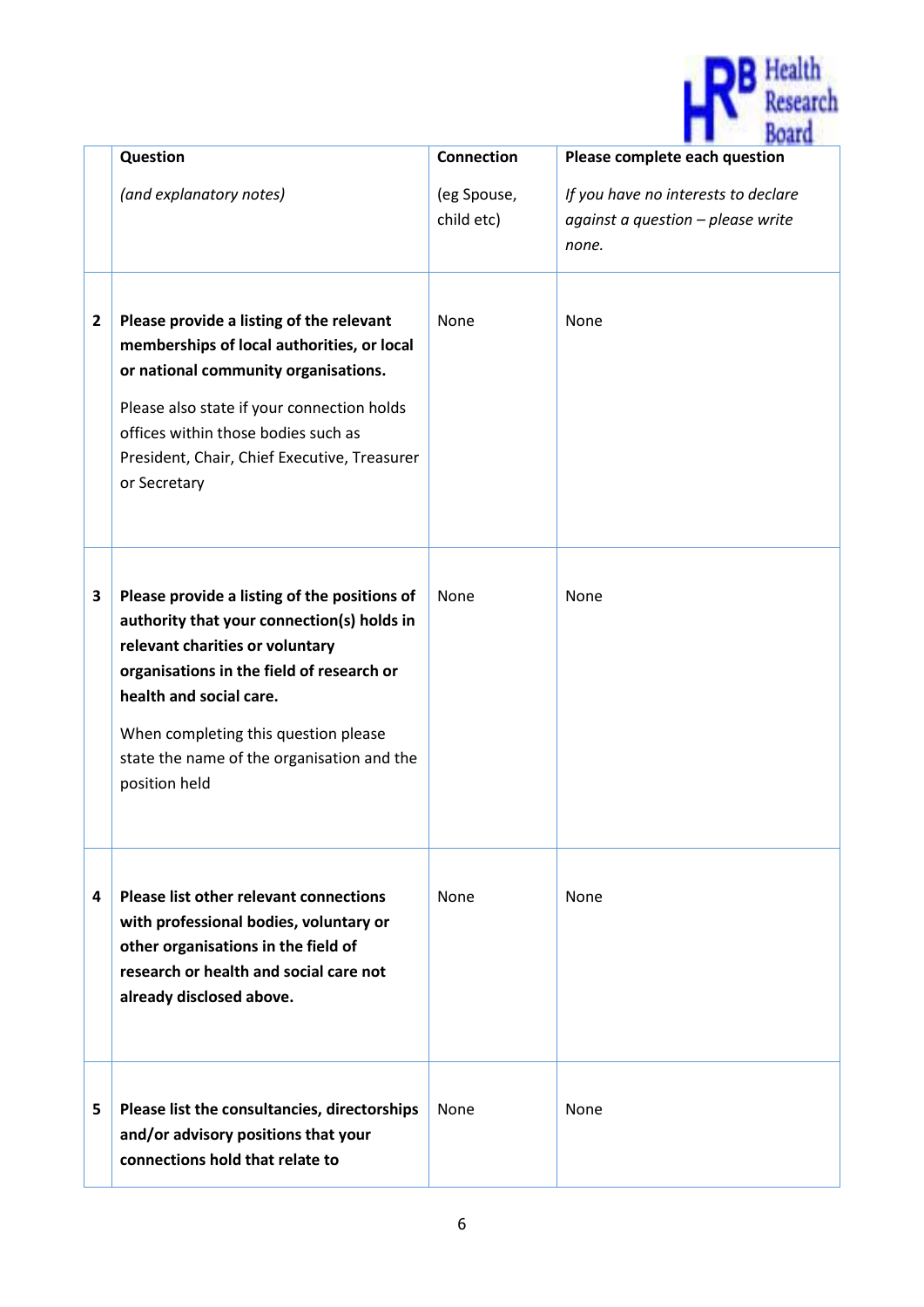| | Question<br><br>*(and explanatory notes)* | Connection<br><br>(eg Spouse, child etc) | Please complete each question<br><br>*If you have no interests to declare against a question – please write none.* |
|---|---|---|---|
| 2 | **Please provide a listing of the relevant memberships of local authorities, or local or national community organisations.**<br><br>Please also state if your connection holds offices within those bodies such as President, Chair, Chief Executive, Treasurer or Secretary | None | None |
| 3 | **Please provide a listing of the positions of authority that your connection(s) holds in relevant charities or voluntary organisations in the field of research or health and social care.**<br><br>When completing this question please state the name of the organisation and the position held | None | None |
| 4 | **Please list other relevant connections with professional bodies, voluntary or other organisations in the field of research or health and social care not already disclosed above.** | None | None |
| 5 | **Please list the consultancies, directorships and/or advisory positions that your connections hold that relate to** | None | None |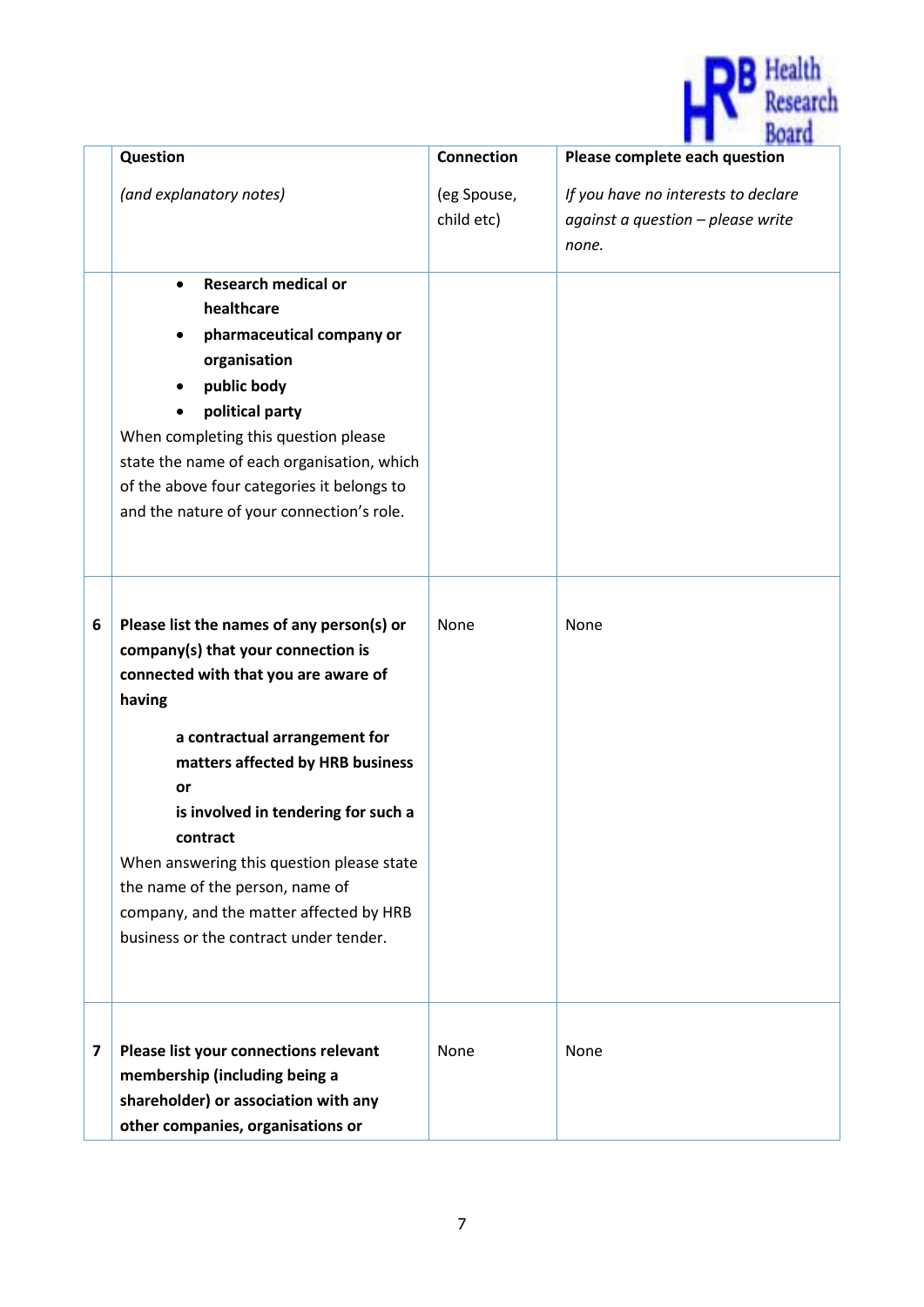| | Question<br><br>*(and explanatory notes)* | Connection<br><br>(eg Spouse, child etc) | **Please complete each question**<br><br>*If you have no interests to declare against a question – please write none.* |
|---|---|---|---|
| | • **Research medical or healthcare**<br>• **pharmaceutical company or organisation**<br>• **public body**<br>• **political party**<br>When completing this question please state the name of each organisation, which of the above four categories it belongs to and the nature of your connection's role. | | |
| **6** | **Please list the names of any person(s) or company(s) that your connection is connected with that you are aware of having**<br><br>**a contractual arrangement for matters affected by HRB business or**<br>**is involved in tendering for such a contract**<br>When answering this question please state the name of the person, name of company, and the matter affected by HRB business or the contract under tender. | None | None |
| **7** | **Please list your connections relevant membership (including being a shareholder) or association with any other companies, organisations or** | None | None |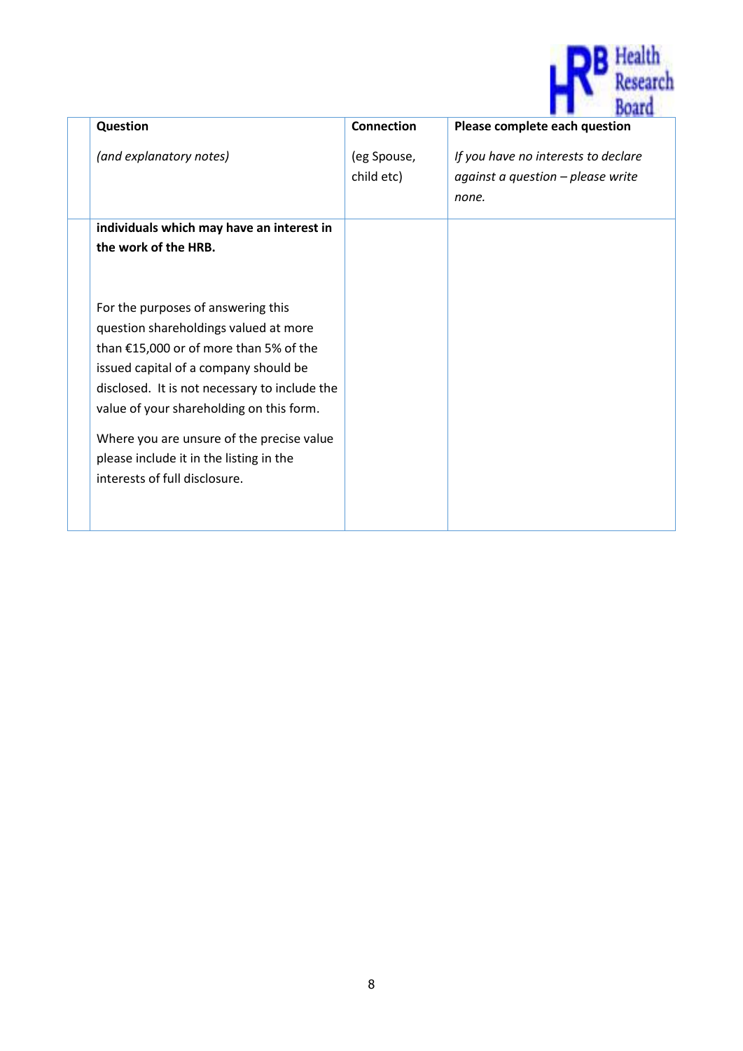| | Question<br><br>*(and explanatory notes)* | Connection<br><br>(eg Spouse, child etc) | Please complete each question<br><br>*If you have no interests to declare against a question – please write none.* |
|---|---|---|---|
| | **individuals which may have an interest in the work of the HRB.**<br><br>For the purposes of answering this question shareholdings valued at more than €15,000 or of more than 5% of the issued capital of a company should be disclosed. It is not necessary to include the value of your shareholding on this form.<br><br>Where you are unsure of the precise value please include it in the listing in the interests of full disclosure. | | |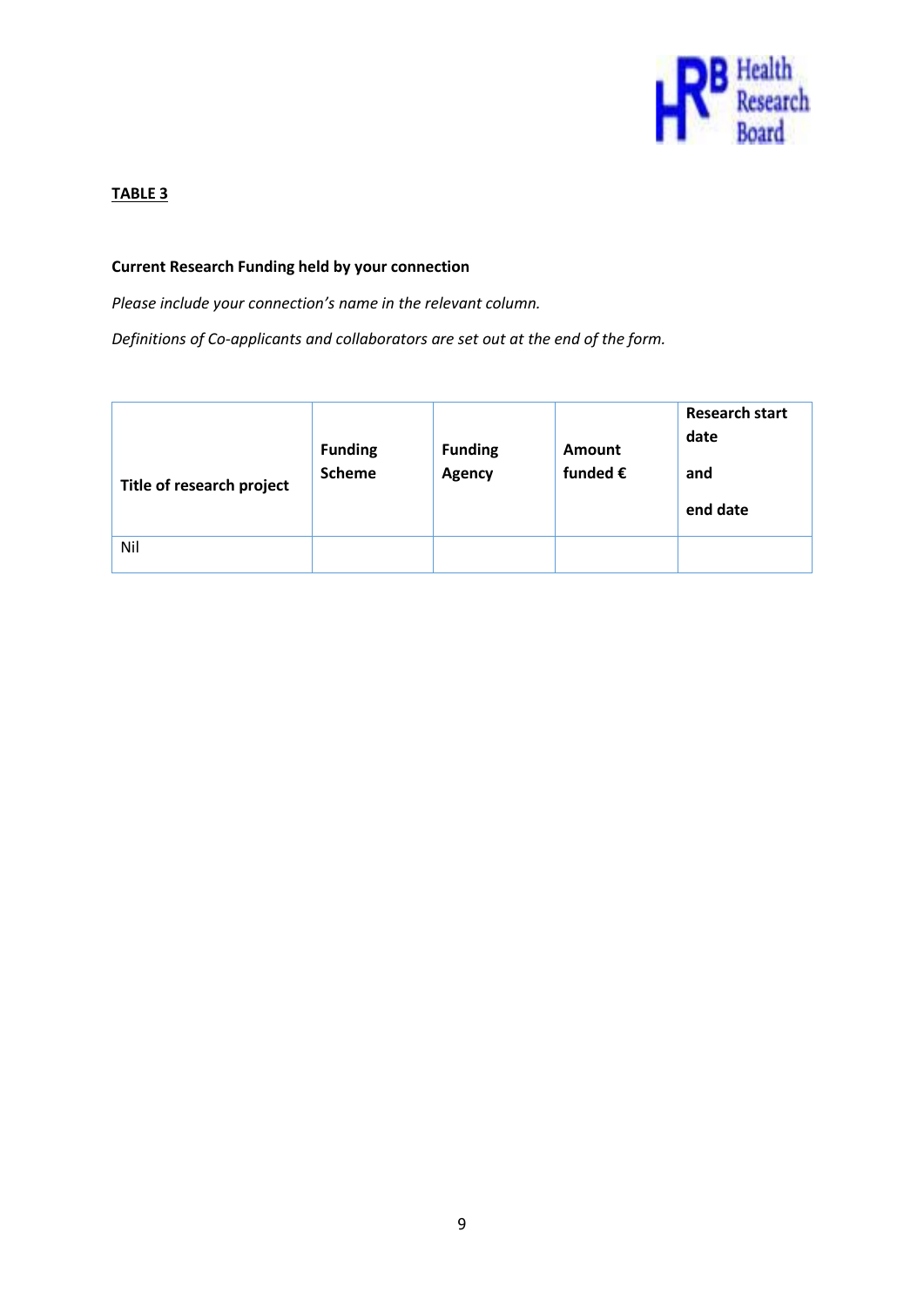**TABLE 3**

**Current Research Funding held by your connection**

*Please include your connection's name in the relevant column.*

*Definitions of Co-applicants and collaborators are set out at the end of the form.*

| Title of research project | Funding Scheme | Funding Agency | Amount funded € | Research start date and end date |
|---|---|---|---|---|
| Nil | | | | |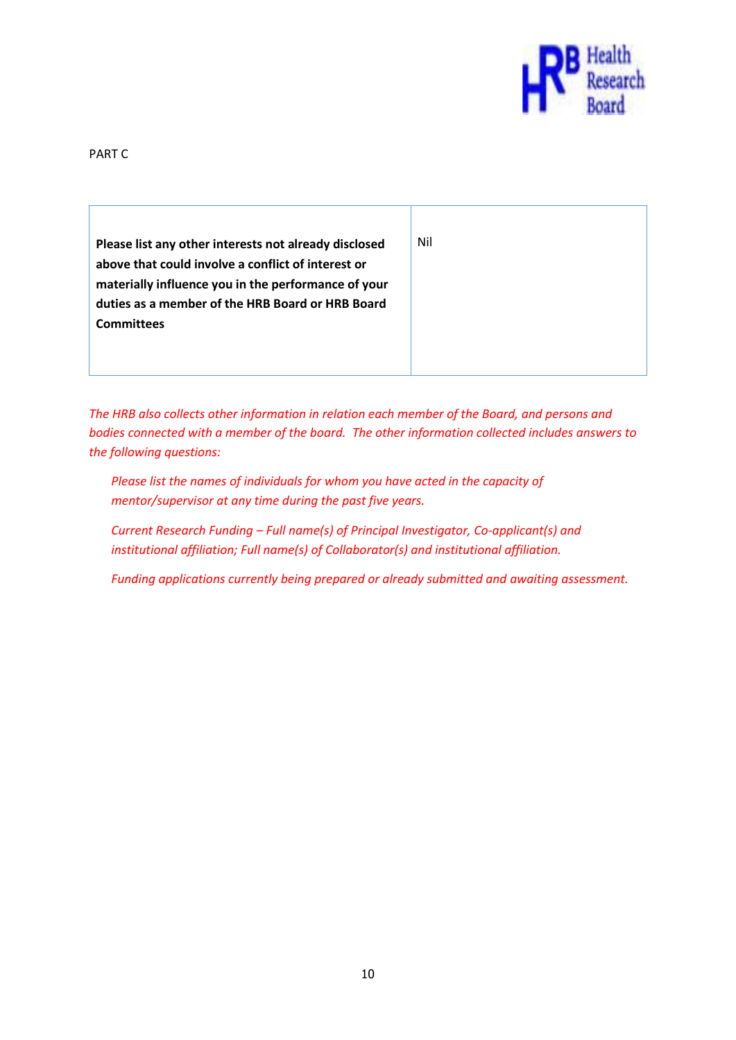PART C

| | |
|---|---|
| **Please list any other interests not already disclosed above that could involve a conflict of interest or materially influence you in the performance of your duties as a member of the HRB Board or HRB Board Committees** | Nil |

*The HRB also collects other information in relation each member of the Board, and persons and bodies connected with a member of the board. The other information collected includes answers to the following questions:*

*Please list the names of individuals for whom you have acted in the capacity of mentor/supervisor at any time during the past five years.*

*Current Research Funding – Full name(s) of Principal Investigator, Co-applicant(s) and institutional affiliation; Full name(s) of Collaborator(s) and institutional affiliation.*

*Funding applications currently being prepared or already submitted and awaiting assessment.*